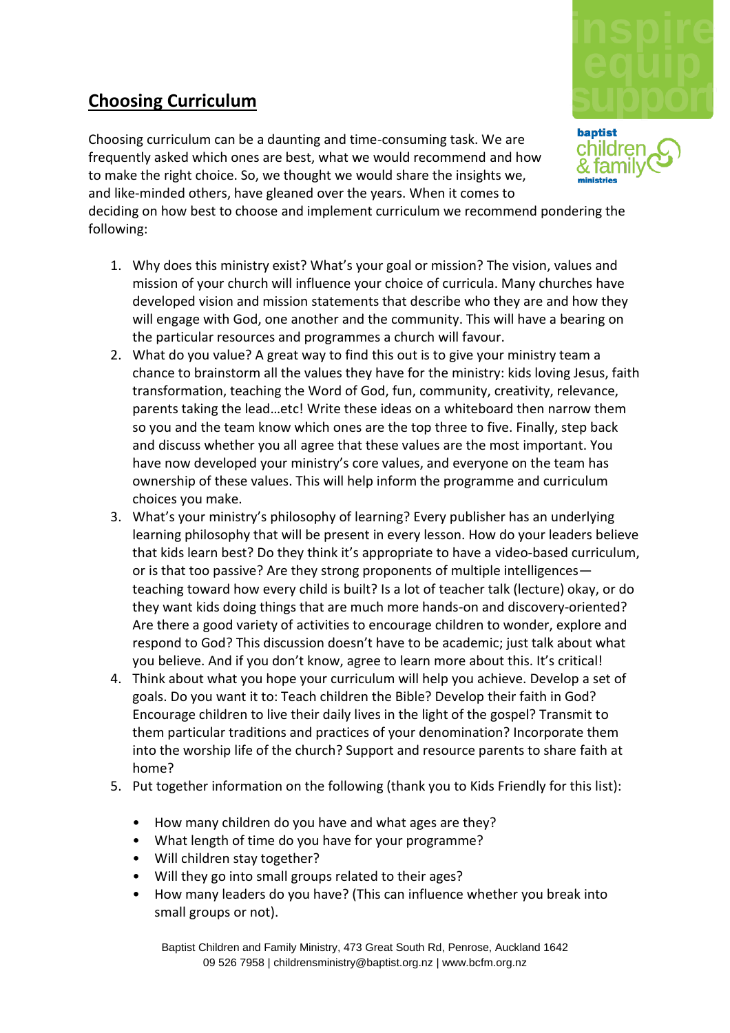## Choosing Curriculum

Choosing curriculum can be a daunting and time-consuming task. We are frequently asked which ones are best, what we would recommend and how to make the right choice. So, we thought we would share the insights we, and like-minded others, have gleaned over the years. When it comes to deciding on how best to choose and implement curriculum we recommend pondering the following:

1. Why does this ministry exist? What's your goal or mission? The vision, values and mission of your church will influence your choice of curricula. Many churches have developed vision and mission statements that describe who they are and how they will engage with God, one another and the community. This will have a bearing on the particular resources and programmes a church will favour.
2. What do you value? A great way to find this out is to give your ministry team a chance to brainstorm all the values they have for the ministry: kids loving Jesus, faith transformation, teaching the Word of God, fun, community, creativity, relevance, parents taking the lead…etc! Write these ideas on a whiteboard then narrow them so you and the team know which ones are the top three to five. Finally, step back and discuss whether you all agree that these values are the most important. You have now developed your ministry's core values, and everyone on the team has ownership of these values. This will help inform the programme and curriculum choices you make.
3. What's your ministry's philosophy of learning? Every publisher has an underlying learning philosophy that will be present in every lesson. How do your leaders believe that kids learn best? Do they think it's appropriate to have a video-based curriculum, or is that too passive? Are they strong proponents of multiple intelligences—teaching toward how every child is built? Is a lot of teacher talk (lecture) okay, or do they want kids doing things that are much more hands-on and discovery-oriented? Are there a good variety of activities to encourage children to wonder, explore and respond to God? This discussion doesn't have to be academic; just talk about what you believe. And if you don't know, agree to learn more about this. It's critical!
4. Think about what you hope your curriculum will help you achieve. Develop a set of goals. Do you want it to: Teach children the Bible? Develop their faith in God? Encourage children to live their daily lives in the light of the gospel? Transmit to them particular traditions and practices of your denomination? Incorporate them into the worship life of the church? Support and resource parents to share faith at home?
5. Put together information on the following (thank you to Kids Friendly for this list):

   - How many children do you have and what ages are they?
   - What length of time do you have for your programme?
   - Will children stay together?
   - Will they go into small groups related to their ages?
   - How many leaders do you have? (This can influence whether you break into small groups or not).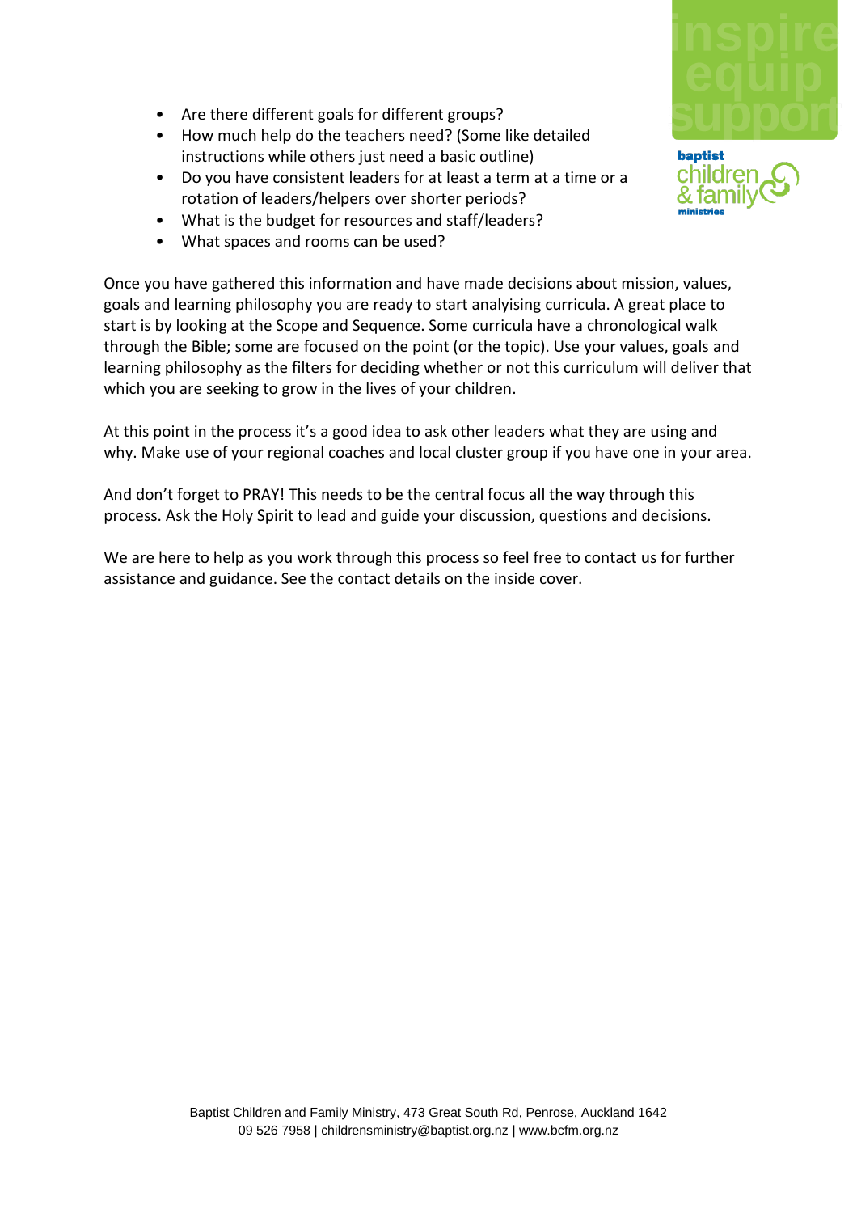- Are there different goals for different groups?
- How much help do the teachers need? (Some like detailed instructions while others just need a basic outline)
- Do you have consistent leaders for at least a term at a time or a rotation of leaders/helpers over shorter periods?
- What is the budget for resources and staff/leaders?
- What spaces and rooms can be used?

Once you have gathered this information and have made decisions about mission, values, goals and learning philosophy you are ready to start analyising curricula. A great place to start is by looking at the Scope and Sequence. Some curricula have a chronological walk through the Bible; some are focused on the point (or the topic). Use your values, goals and learning philosophy as the filters for deciding whether or not this curriculum will deliver that which you are seeking to grow in the lives of your children.

At this point in the process it's a good idea to ask other leaders what they are using and why. Make use of your regional coaches and local cluster group if you have one in your area.

And don't forget to PRAY! This needs to be the central focus all the way through this process. Ask the Holy Spirit to lead and guide your discussion, questions and decisions.

We are here to help as you work through this process so feel free to contact us for further assistance and guidance. See the contact details on the inside cover.